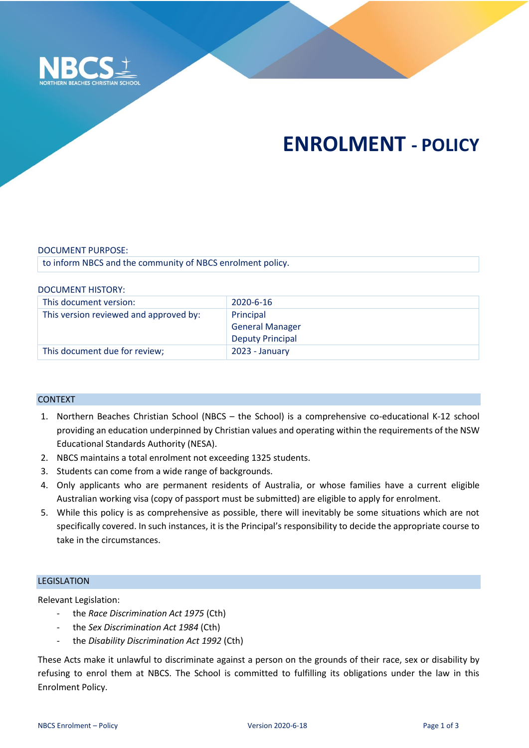NBCS
NORTHERN BEACHES CHRISTIAN SCHOOL

# ENROLMENT - POLICY

DOCUMENT PURPOSE:

| to inform NBCS and the community of NBCS enrolment policy. |
|---|

DOCUMENT HISTORY:

| This document version: | 2020-6-16 |
|---|---|
| This version reviewed and approved by: | Principal<br>General Manager<br>Deputy Principal |
| This document due for review; | 2023 - January |

## CONTEXT

1. Northern Beaches Christian School (NBCS – the School) is a comprehensive co-educational K-12 school providing an education underpinned by Christian values and operating within the requirements of the NSW Educational Standards Authority (NESA).
2. NBCS maintains a total enrolment not exceeding 1325 students.
3. Students can come from a wide range of backgrounds.
4. Only applicants who are permanent residents of Australia, or whose families have a current eligible Australian working visa (copy of passport must be submitted) are eligible to apply for enrolment.
5. While this policy is as comprehensive as possible, there will inevitably be some situations which are not specifically covered. In such instances, it is the Principal's responsibility to decide the appropriate course to take in the circumstances.

## LEGISLATION

Relevant Legislation:

- the *Race Discrimination Act 1975* (Cth)
- the *Sex Discrimination Act 1984* (Cth)
- the *Disability Discrimination Act 1992* (Cth)

These Acts make it unlawful to discriminate against a person on the grounds of their race, sex or disability by refusing to enrol them at NBCS. The School is committed to fulfilling its obligations under the law in this Enrolment Policy.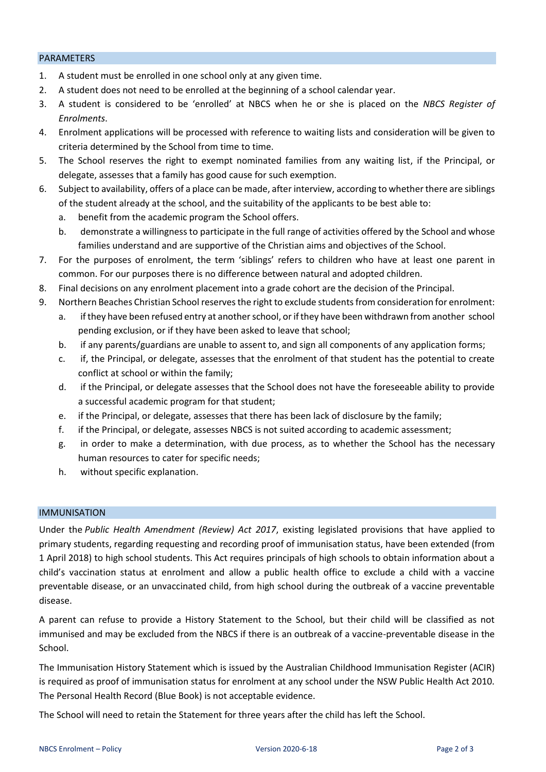## PARAMETERS

1. A student must be enrolled in one school only at any given time.
2. A student does not need to be enrolled at the beginning of a school calendar year.
3. A student is considered to be 'enrolled' at NBCS when he or she is placed on the *NBCS Register of Enrolments*.
4. Enrolment applications will be processed with reference to waiting lists and consideration will be given to criteria determined by the School from time to time.
5. The School reserves the right to exempt nominated families from any waiting list, if the Principal, or delegate, assesses that a family has good cause for such exemption.
6. Subject to availability, offers of a place can be made, after interview, according to whether there are siblings of the student already at the school, and the suitability of the applicants to be best able to:
   a. benefit from the academic program the School offers.
   b. demonstrate a willingness to participate in the full range of activities offered by the School and whose families understand and are supportive of the Christian aims and objectives of the School.
7. For the purposes of enrolment, the term 'siblings' refers to children who have at least one parent in common. For our purposes there is no difference between natural and adopted children.
8. Final decisions on any enrolment placement into a grade cohort are the decision of the Principal.
9. Northern Beaches Christian School reserves the right to exclude students from consideration for enrolment:
   a. if they have been refused entry at another school, or if they have been withdrawn from another school pending exclusion, or if they have been asked to leave that school;
   b. if any parents/guardians are unable to assent to, and sign all components of any application forms;
   c. if, the Principal, or delegate, assesses that the enrolment of that student has the potential to create conflict at school or within the family;
   d. if the Principal, or delegate assesses that the School does not have the foreseeable ability to provide a successful academic program for that student;
   e. if the Principal, or delegate, assesses that there has been lack of disclosure by the family;
   f. if the Principal, or delegate, assesses NBCS is not suited according to academic assessment;
   g. in order to make a determination, with due process, as to whether the School has the necessary human resources to cater for specific needs;
   h. without specific explanation.

## IMMUNISATION

Under the *Public Health Amendment (Review) Act 2017*, existing legislated provisions that have applied to primary students, regarding requesting and recording proof of immunisation status, have been extended (from 1 April 2018) to high school students. This Act requires principals of high schools to obtain information about a child's vaccination status at enrolment and allow a public health office to exclude a child with a vaccine preventable disease, or an unvaccinated child, from high school during the outbreak of a vaccine preventable disease.

A parent can refuse to provide a History Statement to the School, but their child will be classified as not immunised and may be excluded from the NBCS if there is an outbreak of a vaccine-preventable disease in the School.

The Immunisation History Statement which is issued by the Australian Childhood Immunisation Register (ACIR) is required as proof of immunisation status for enrolment at any school under the NSW Public Health Act 2010. The Personal Health Record (Blue Book) is not acceptable evidence.

The School will need to retain the Statement for three years after the child has left the School.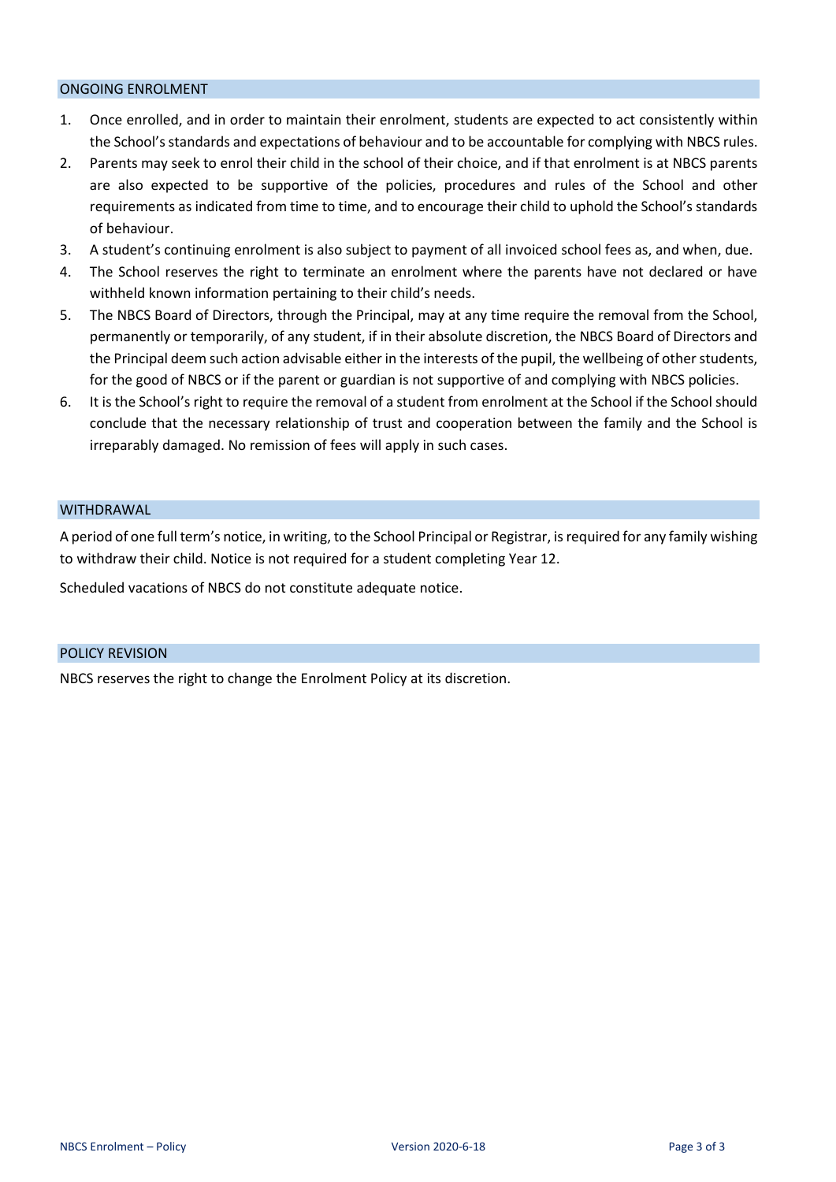## ONGOING ENROLMENT

1. Once enrolled, and in order to maintain their enrolment, students are expected to act consistently within the School's standards and expectations of behaviour and to be accountable for complying with NBCS rules.
2. Parents may seek to enrol their child in the school of their choice, and if that enrolment is at NBCS parents are also expected to be supportive of the policies, procedures and rules of the School and other requirements as indicated from time to time, and to encourage their child to uphold the School's standards of behaviour.
3. A student's continuing enrolment is also subject to payment of all invoiced school fees as, and when, due.
4. The School reserves the right to terminate an enrolment where the parents have not declared or have withheld known information pertaining to their child's needs.
5. The NBCS Board of Directors, through the Principal, may at any time require the removal from the School, permanently or temporarily, of any student, if in their absolute discretion, the NBCS Board of Directors and the Principal deem such action advisable either in the interests of the pupil, the wellbeing of other students, for the good of NBCS or if the parent or guardian is not supportive of and complying with NBCS policies.
6. It is the School's right to require the removal of a student from enrolment at the School if the School should conclude that the necessary relationship of trust and cooperation between the family and the School is irreparably damaged. No remission of fees will apply in such cases.

## WITHDRAWAL

A period of one full term's notice, in writing, to the School Principal or Registrar, is required for any family wishing to withdraw their child. Notice is not required for a student completing Year 12.

Scheduled vacations of NBCS do not constitute adequate notice.

## POLICY REVISION

NBCS reserves the right to change the Enrolment Policy at its discretion.